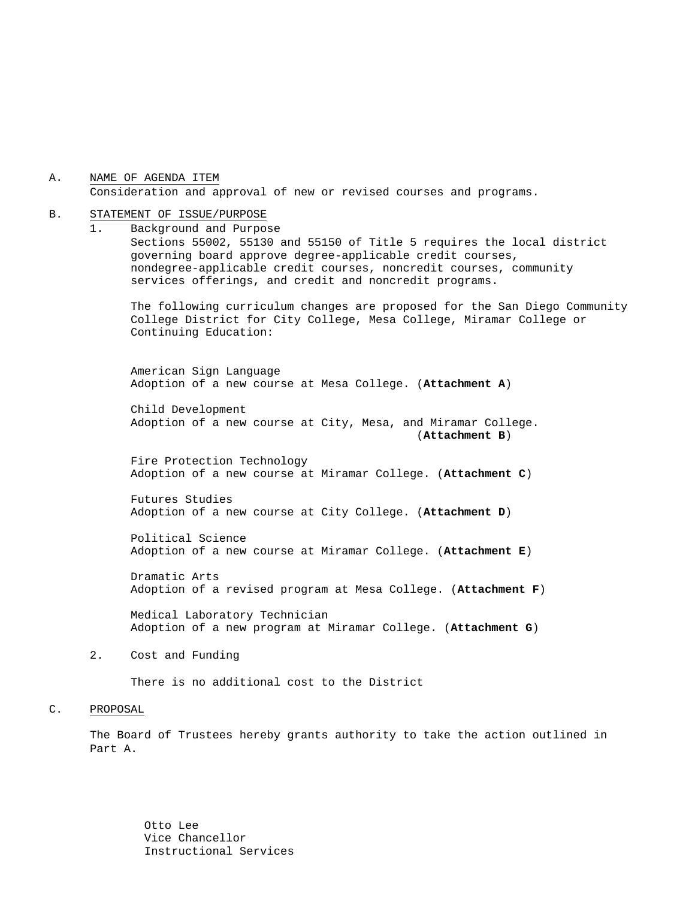A. <u>NAME OF AGENDA ITEM</u>

Consideration and approval of new or revised courses and programs.

B. <u>STATEMENT OF ISSUE/PURPOSE</u>

1. Background and Purpose

   Sections 55002, 55130 and 55150 of Title 5 requires the local district governing board approve degree-applicable credit courses, nondegree-applicable credit courses, noncredit courses, community services offerings, and credit and noncredit programs.

   The following curriculum changes are proposed for the San Diego Community College District for City College, Mesa College, Miramar College or Continuing Education:

   American Sign Language
   Adoption of a new course at Mesa College. (**Attachment A**)

   Child Development
   Adoption of a new course at City, Mesa, and Miramar College. (**Attachment B**)

   Fire Protection Technology
   Adoption of a new course at Miramar College. (**Attachment C**)

   Futures Studies
   Adoption of a new course at City College. (**Attachment D**)

   Political Science
   Adoption of a new course at Miramar College. (**Attachment E**)

   Dramatic Arts
   Adoption of a revised program at Mesa College. (**Attachment F**)

   Medical Laboratory Technician
   Adoption of a new program at Miramar College. (**Attachment G**)

2. Cost and Funding

   There is no additional cost to the District

C. <u>PROPOSAL</u>

The Board of Trustees hereby grants authority to take the action outlined in Part A.

Otto Lee
Vice Chancellor
Instructional Services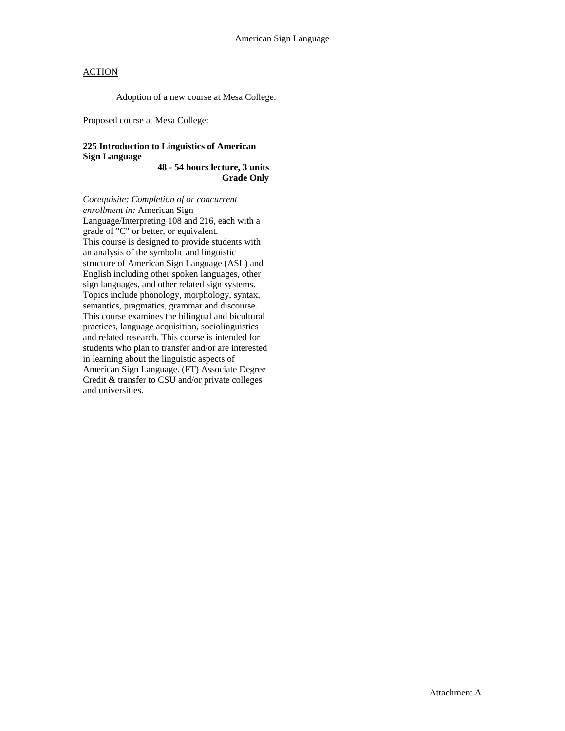American Sign Language

ACTION

Adoption of a new course at Mesa College.

Proposed course at Mesa College:

**225 Introduction to Linguistics of American Sign Language**
**48 - 54 hours lecture, 3 units**
**Grade Only**

*Corequisite: Completion of or concurrent enrollment in:* American Sign Language/Interpreting 108 and 216, each with a grade of "C" or better, or equivalent.
This course is designed to provide students with an analysis of the symbolic and linguistic structure of American Sign Language (ASL) and English including other spoken languages, other sign languages, and other related sign systems. Topics include phonology, morphology, syntax, semantics, pragmatics, grammar and discourse. This course examines the bilingual and bicultural practices, language acquisition, sociolinguistics and related research. This course is intended for students who plan to transfer and/or are interested in learning about the linguistic aspects of American Sign Language. (FT) Associate Degree Credit & transfer to CSU and/or private colleges and universities.

Attachment A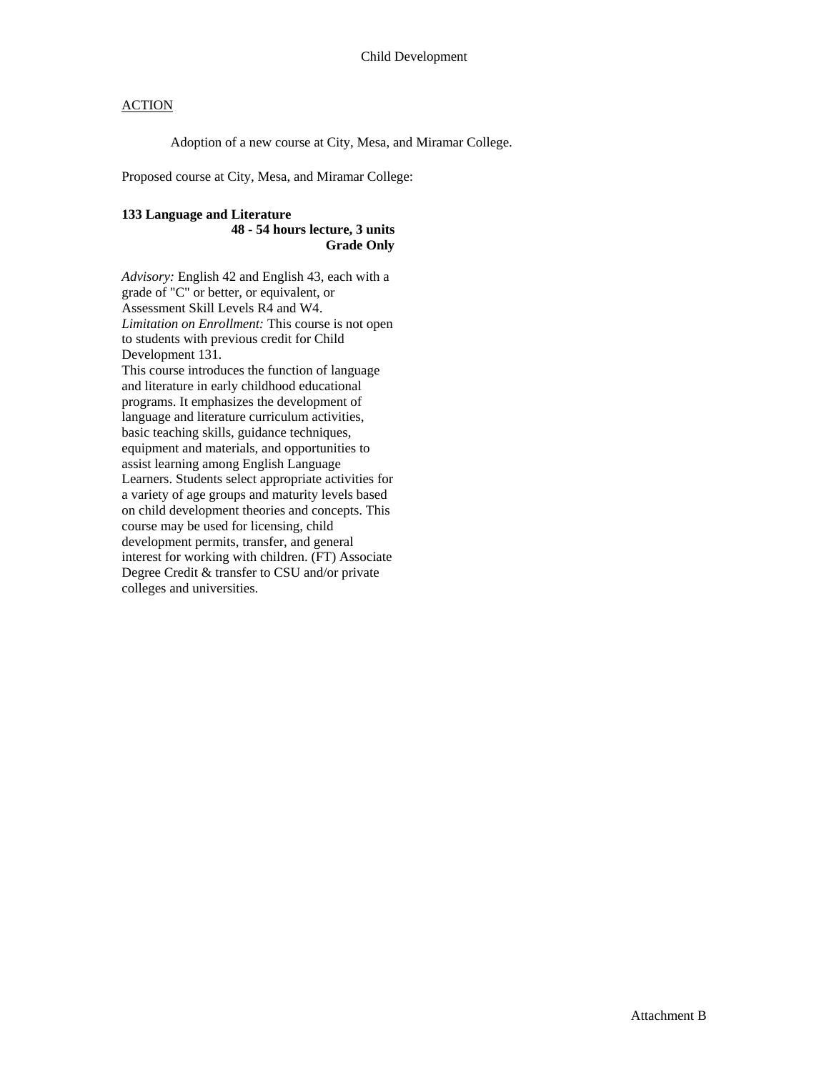Child Development

<u>ACTION</u>

Adoption of a new course at City, Mesa, and Miramar College.

Proposed course at City, Mesa, and Miramar College:

**133 Language and Literature**
**48 - 54 hours lecture, 3 units**
**Grade Only**

*Advisory:* English 42 and English 43, each with a grade of "C" or better, or equivalent, or Assessment Skill Levels R4 and W4.
*Limitation on Enrollment:* This course is not open to students with previous credit for Child Development 131.
This course introduces the function of language and literature in early childhood educational programs. It emphasizes the development of language and literature curriculum activities, basic teaching skills, guidance techniques, equipment and materials, and opportunities to assist learning among English Language Learners. Students select appropriate activities for a variety of age groups and maturity levels based on child development theories and concepts. This course may be used for licensing, child development permits, transfer, and general interest for working with children. (FT) Associate Degree Credit & transfer to CSU and/or private colleges and universities.

Attachment B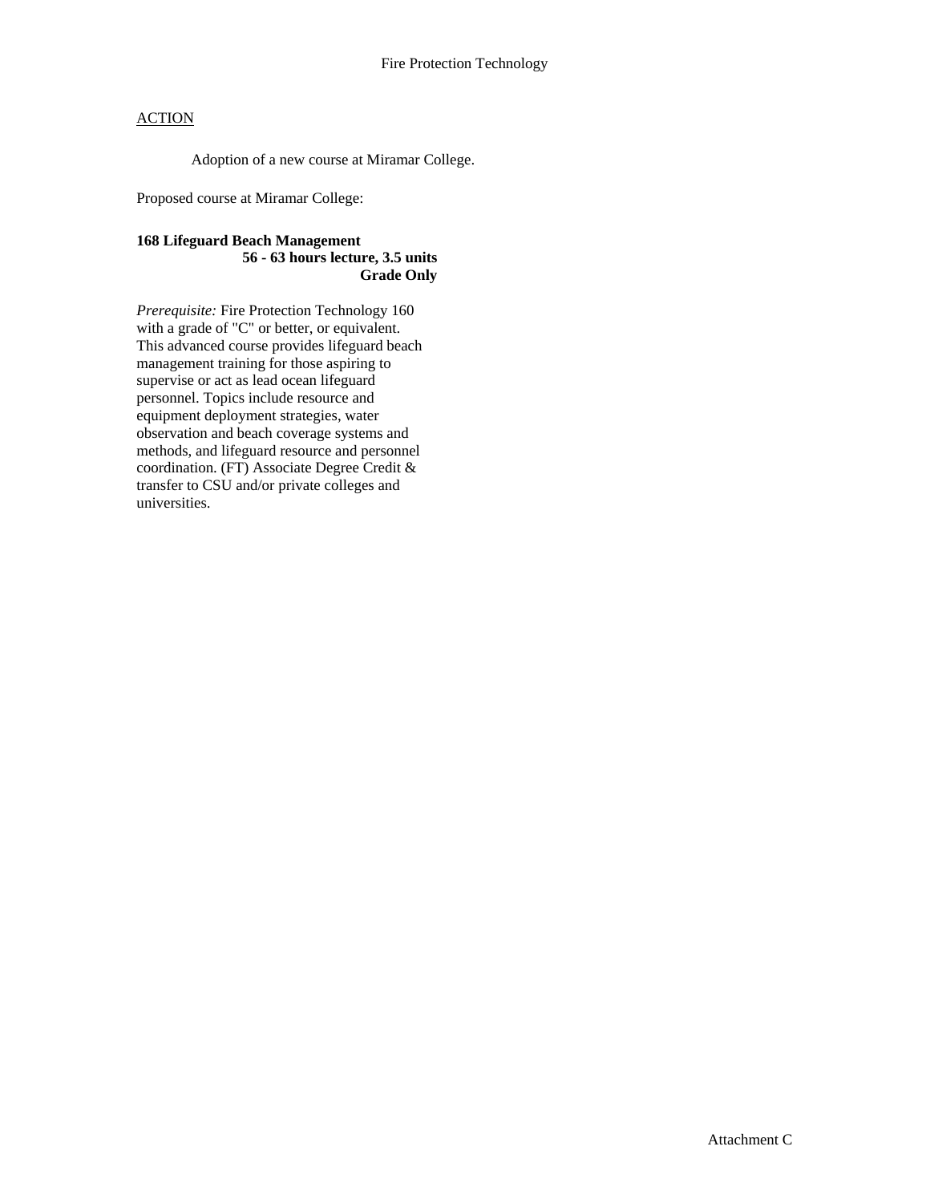# Fire Protection Technology

ACTION

Adoption of a new course at Miramar College.

Proposed course at Miramar College:

**168 Lifeguard Beach Management**
**56 - 63 hours lecture, 3.5 units**
**Grade Only**

*Prerequisite:* Fire Protection Technology 160 with a grade of "C" or better, or equivalent. This advanced course provides lifeguard beach management training for those aspiring to supervise or act as lead ocean lifeguard personnel. Topics include resource and equipment deployment strategies, water observation and beach coverage systems and methods, and lifeguard resource and personnel coordination. (FT) Associate Degree Credit & transfer to CSU and/or private colleges and universities.

Attachment C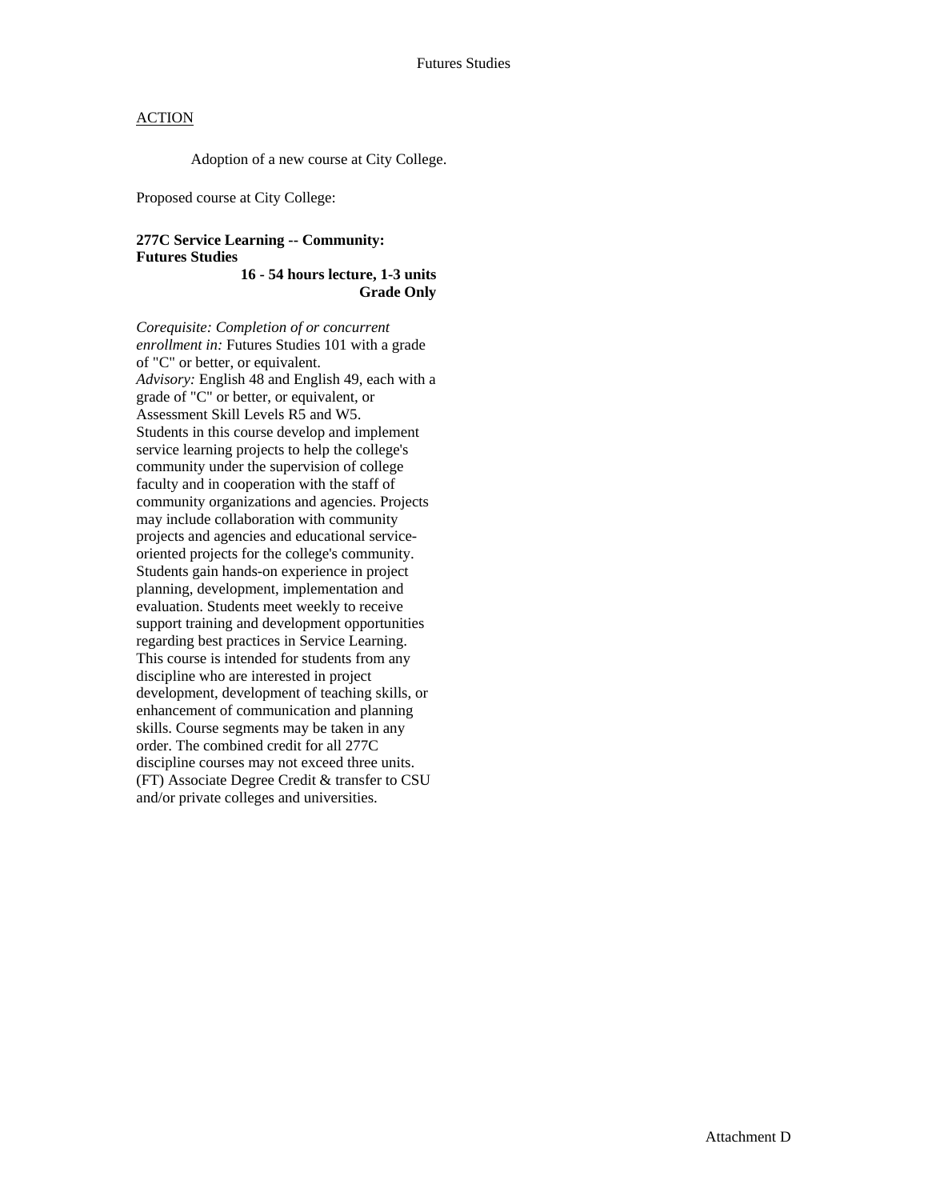Futures Studies

ACTION

Adoption of a new course at City College.

Proposed course at City College:

**277C Service Learning -- Community: Futures Studies**
**16 - 54 hours lecture, 1-3 units**
**Grade Only**

*Corequisite: Completion of or concurrent enrollment in:* Futures Studies 101 with a grade of "C" or better, or equivalent.
*Advisory:* English 48 and English 49, each with a grade of "C" or better, or equivalent, or Assessment Skill Levels R5 and W5.
Students in this course develop and implement service learning projects to help the college's community under the supervision of college faculty and in cooperation with the staff of community organizations and agencies. Projects may include collaboration with community projects and agencies and educational service-oriented projects for the college's community. Students gain hands-on experience in project planning, development, implementation and evaluation. Students meet weekly to receive support training and development opportunities regarding best practices in Service Learning. This course is intended for students from any discipline who are interested in project development, development of teaching skills, or enhancement of communication and planning skills. Course segments may be taken in any order. The combined credit for all 277C discipline courses may not exceed three units. (FT) Associate Degree Credit & transfer to CSU and/or private colleges and universities.

Attachment D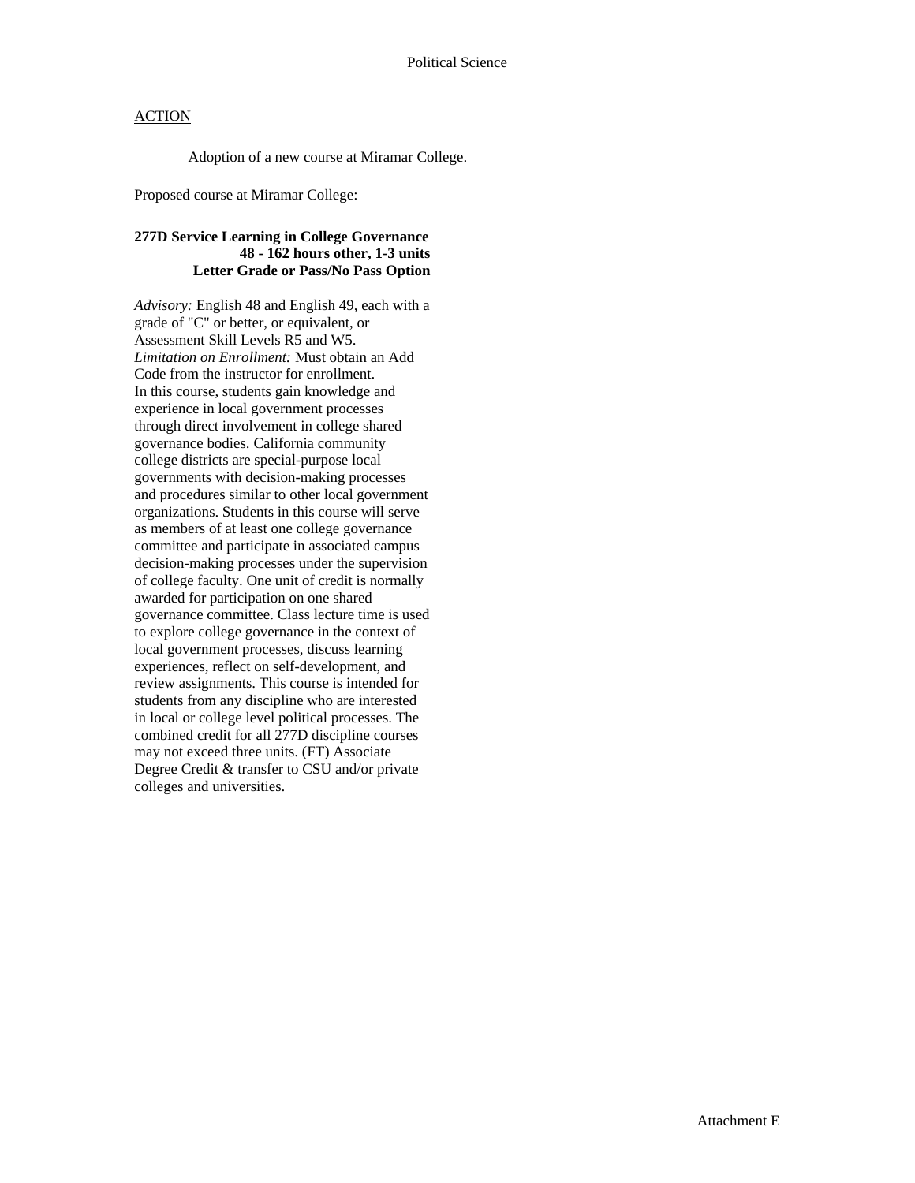Political Science

ACTION

Adoption of a new course at Miramar College.

Proposed course at Miramar College:

**277D Service Learning in College Governance**
**48 - 162 hours other, 1-3 units**
**Letter Grade or Pass/No Pass Option**

*Advisory:* English 48 and English 49, each with a grade of "C" or better, or equivalent, or Assessment Skill Levels R5 and W5.
*Limitation on Enrollment:* Must obtain an Add Code from the instructor for enrollment.
In this course, students gain knowledge and experience in local government processes through direct involvement in college shared governance bodies. California community college districts are special-purpose local governments with decision-making processes and procedures similar to other local government organizations. Students in this course will serve as members of at least one college governance committee and participate in associated campus decision-making processes under the supervision of college faculty. One unit of credit is normally awarded for participation on one shared governance committee. Class lecture time is used to explore college governance in the context of local government processes, discuss learning experiences, reflect on self-development, and review assignments. This course is intended for students from any discipline who are interested in local or college level political processes. The combined credit for all 277D discipline courses may not exceed three units. (FT) Associate Degree Credit & transfer to CSU and/or private colleges and universities.

Attachment E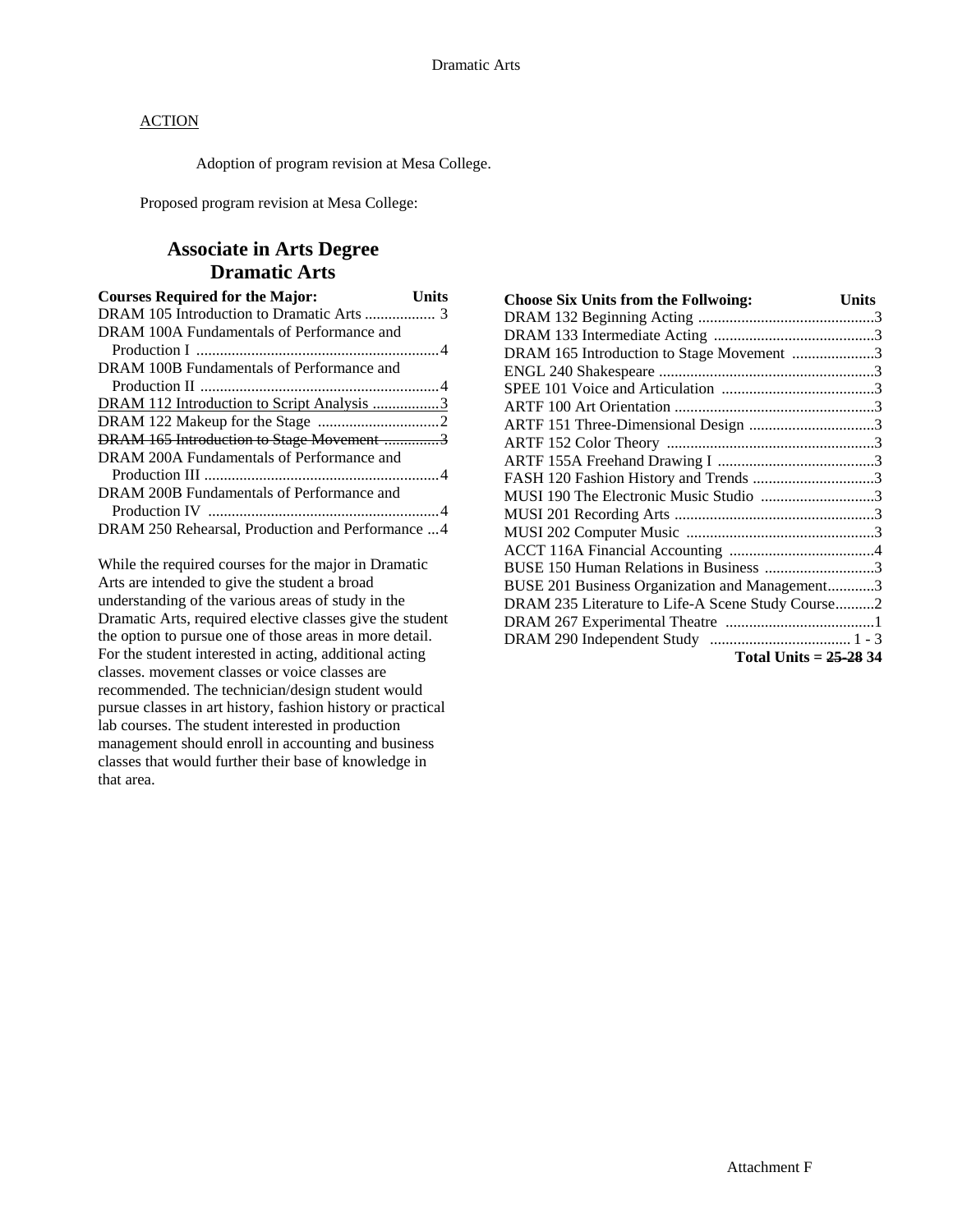Dramatic Arts

<u>ACTION</u>

Adoption of program revision at Mesa College.

Proposed program revision at Mesa College:

## Associate in Arts Degree
## Dramatic Arts

| Courses Required for the Major: | Units |
|---|---|
| DRAM 105 Introduction to Dramatic Arts | 3 |
| DRAM 100A Fundamentals of Performance and Production I | 4 |
| DRAM 100B Fundamentals of Performance and Production II | 4 |
| <u>DRAM 112 Introduction to Script Analysis</u> | <u>3</u> |
| DRAM 122 Makeup for the Stage | 2 |
| ~~DRAM 165 Introduction to Stage Movement~~ | ~~3~~ |
| DRAM 200A Fundamentals of Performance and Production III | 4 |
| DRAM 200B Fundamentals of Performance and Production IV | 4 |
| DRAM 250 Rehearsal, Production and Performance | 4 |

While the required courses for the major in Dramatic Arts are intended to give the student a broad understanding of the various areas of study in the Dramatic Arts, required elective classes give the student the option to pursue one of those areas in more detail. For the student interested in acting, additional acting classes. movement classes or voice classes are recommended. The technician/design student would pursue classes in art history, fashion history or practical lab courses. The student interested in production management should enroll in accounting and business classes that would further their base of knowledge in that area.

| Choose Six Units from the Follwoing: | Units |
|---|---|
| DRAM 132 Beginning Acting | 3 |
| DRAM 133 Intermediate Acting | 3 |
| DRAM 165 Introduction to Stage Movement | 3 |
| ENGL 240 Shakespeare | 3 |
| SPEE 101 Voice and Articulation | 3 |
| ARTF 100 Art Orientation | 3 |
| ARTF 151 Three-Dimensional Design | 3 |
| ARTF 152 Color Theory | 3 |
| ARTF 155A Freehand Drawing I | 3 |
| FASH 120 Fashion History and Trends | 3 |
| MUSI 190 The Electronic Music Studio | 3 |
| MUSI 201 Recording Arts | 3 |
| MUSI 202 Computer Music | 3 |
| ACCT 116A Financial Accounting | 4 |
| BUSE 150 Human Relations in Business | 3 |
| BUSE 201 Business Organization and Management | 3 |
| DRAM 235 Literature to Life-A Scene Study Course | 2 |
| DRAM 267 Experimental Theatre | 1 |
| DRAM 290 Independent Study | 1 - 3 |

**Total Units = ~~25-28~~ 34**

Attachment F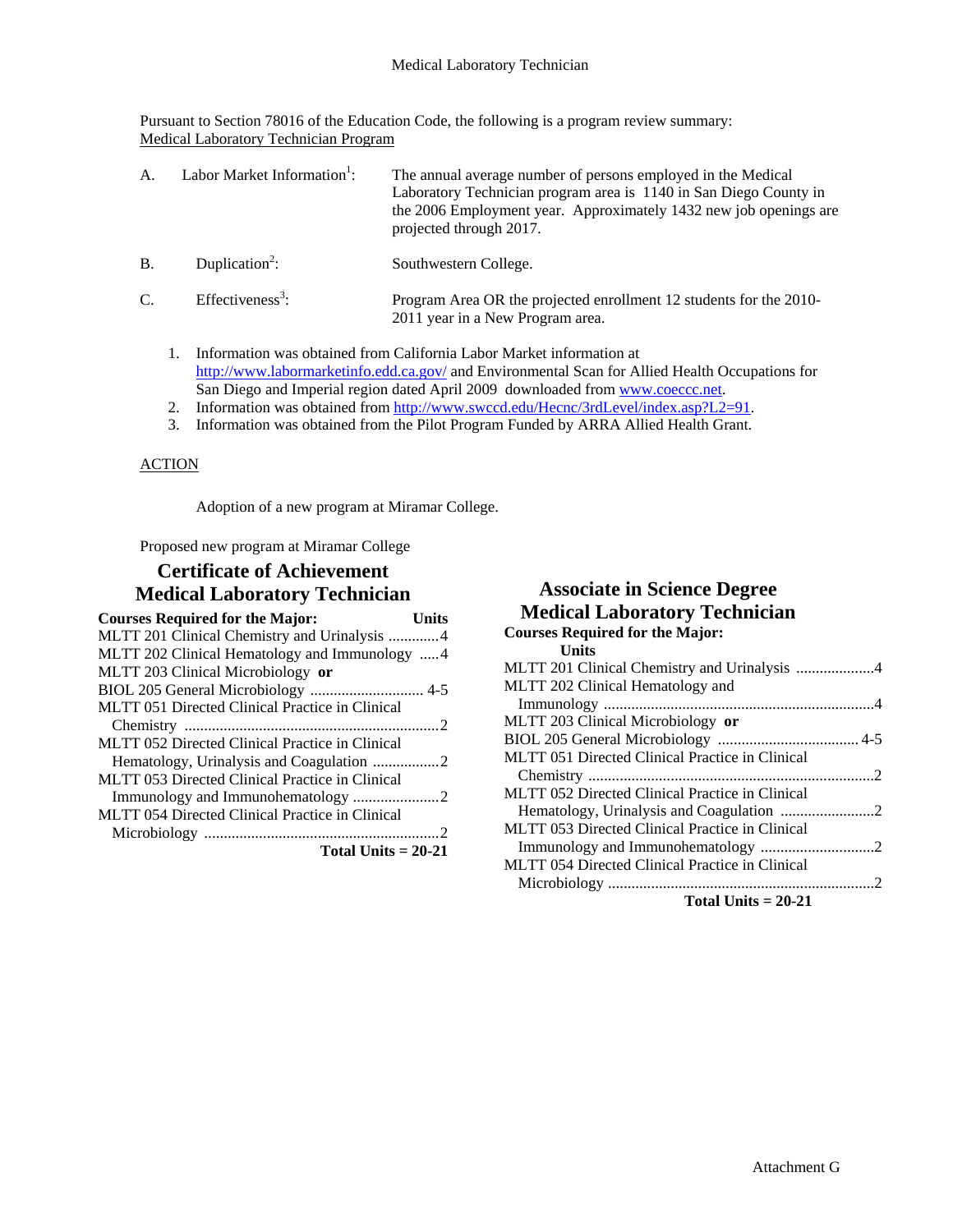Medical Laboratory Technician

Pursuant to Section 78016 of the Education Code, the following is a program review summary:
Medical Laboratory Technician Program

A. Labor Market Information[1]: The annual average number of persons employed in the Medical Laboratory Technician program area is 1140 in San Diego County in the 2006 Employment year. Approximately 1432 new job openings are projected through 2017.

B. Duplication[2]: Southwestern College.

C. Effectiveness[3]: Program Area OR the projected enrollment 12 students for the 2010-2011 year in a New Program area.

1. Information was obtained from California Labor Market information at http://www.labormarketinfo.edd.ca.gov/ and Environmental Scan for Allied Health Occupations for San Diego and Imperial region dated April 2009 downloaded from www.coeccc.net.
2. Information was obtained from http://www.swccd.edu/Hecnc/3rdLevel/index.asp?L2=91.
3. Information was obtained from the Pilot Program Funded by ARRA Allied Health Grant.

ACTION

Adoption of a new program at Miramar College.

Proposed new program at Miramar College

## Certificate of Achievement
## Medical Laboratory Technician

| Courses Required for the Major: | Units |
|---|---|
| MLTT 201 Clinical Chemistry and Urinalysis | 4 |
| MLTT 202 Clinical Hematology and Immunology | 4 |
| MLTT 203 Clinical Microbiology **or** | |
| BIOL 205 General Microbiology | 4-5 |
| MLTT 051 Directed Clinical Practice in Clinical Chemistry | 2 |
| MLTT 052 Directed Clinical Practice in Clinical Hematology, Urinalysis and Coagulation | 2 |
| MLTT 053 Directed Clinical Practice in Clinical Immunology and Immunohematology | 2 |
| MLTT 054 Directed Clinical Practice in Clinical Microbiology | 2 |
| **Total Units = 20-21** | |

## Associate in Science Degree
## Medical Laboratory Technician

| Courses Required for the Major: | Units |
|---|---|
| MLTT 201 Clinical Chemistry and Urinalysis | 4 |
| MLTT 202 Clinical Hematology and Immunology | 4 |
| MLTT 203 Clinical Microbiology **or** | |
| BIOL 205 General Microbiology | 4-5 |
| MLTT 051 Directed Clinical Practice in Clinical Chemistry | 2 |
| MLTT 052 Directed Clinical Practice in Clinical Hematology, Urinalysis and Coagulation | 2 |
| MLTT 053 Directed Clinical Practice in Clinical Immunology and Immunohematology | 2 |
| MLTT 054 Directed Clinical Practice in Clinical Microbiology | 2 |
| **Total Units = 20-21** | |

Attachment G